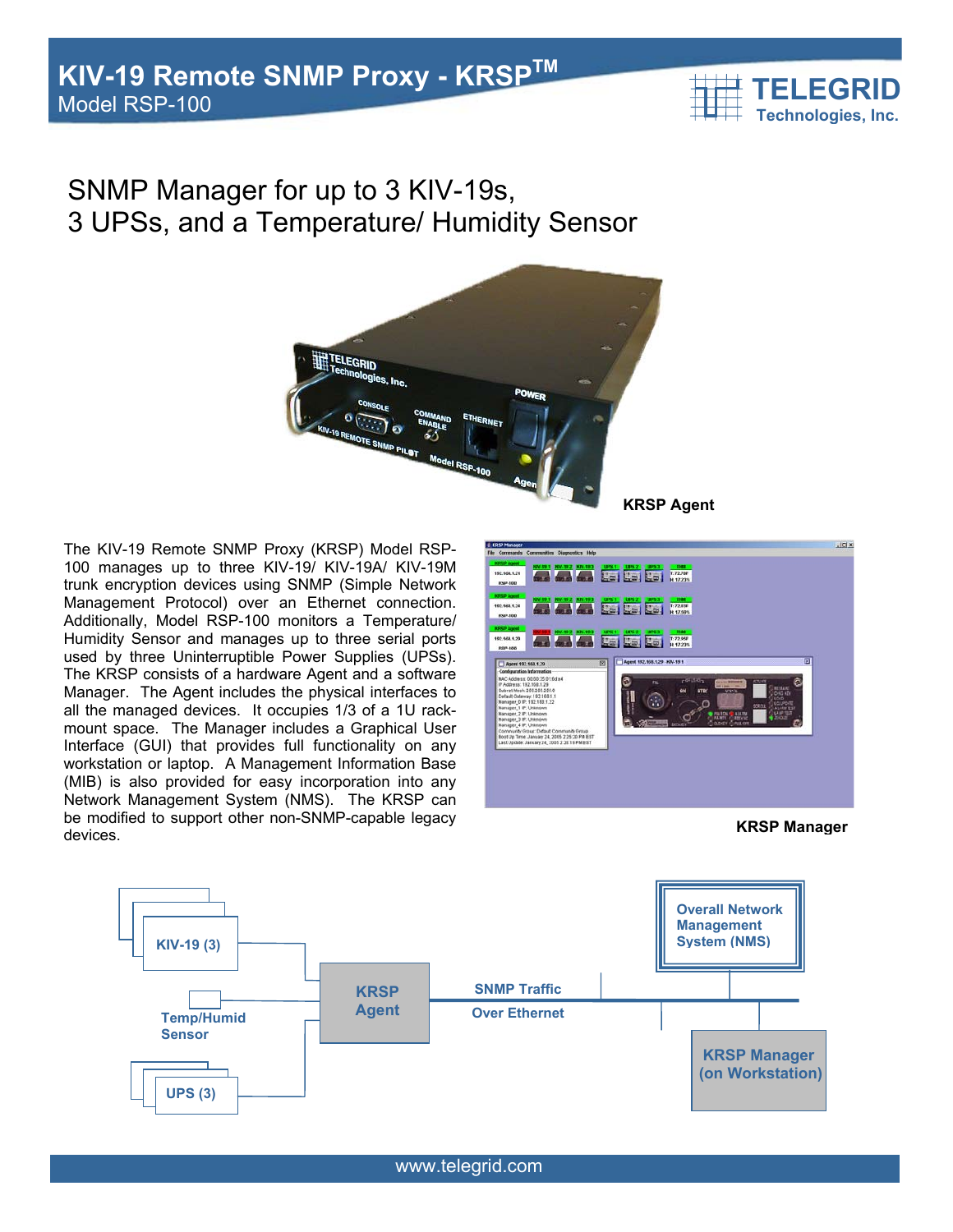# KIV-19 Remote SNMP Proxy - KRSP™

Model RSP-100

TELEGRID Technologies, Inc.

## SNMP Manager for up to 3 KIV-19s, 3 UPSs, and a Temperature/ Humidity Sensor

**KRSP Agent**

The KIV-19 Remote SNMP Proxy (KRSP) Model RSP-100 manages up to three KIV-19/ KIV-19A/ KIV-19M trunk encryption devices using SNMP (Simple Network Management Protocol) over an Ethernet connection. Additionally, Model RSP-100 monitors a Temperature/ Humidity Sensor and manages up to three serial ports used by three Uninterruptible Power Supplies (UPSs). The KRSP consists of a hardware Agent and a software Manager. The Agent includes the physical interfaces to all the managed devices. It occupies 1/3 of a 1U rack-mount space. The Manager includes a Graphical User Interface (GUI) that provides full functionality on any workstation or laptop. A Management Information Base (MIB) is also provided for easy incorporation into any Network Management System (NMS). The KRSP can be modified to support other non-SNMP-capable legacy devices.

**KRSP Manager**

KIV-19 (3)

Temp/Humid Sensor

UPS (3)

KRSP Agent

SNMP Traffic Over Ethernet

Overall Network Management System (NMS)

KRSP Manager (on Workstation)

www.telegrid.com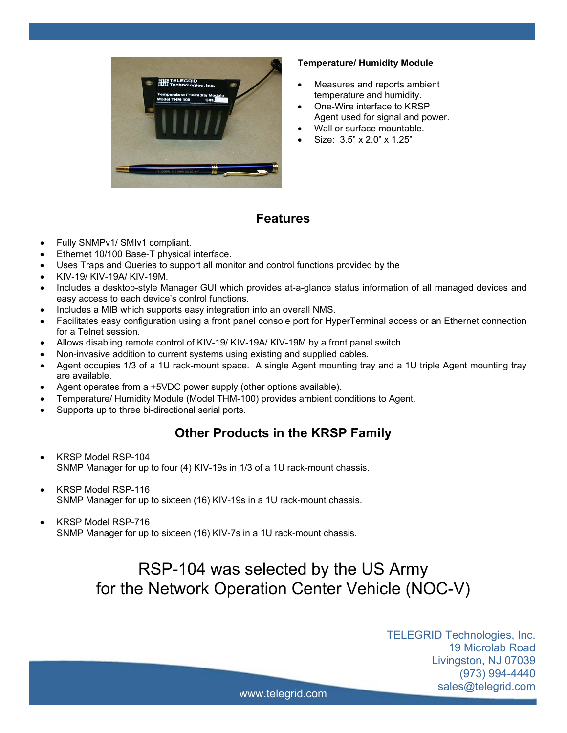**Temperature/ Humidity Module**

- Measures and reports ambient temperature and humidity.
- One-Wire interface to KRSP Agent used for signal and power.
- Wall or surface mountable.
- Size: 3.5" x 2.0" x 1.25"

## Features

- Fully SNMPv1/ SMIv1 compliant.
- Ethernet 10/100 Base-T physical interface.
- Uses Traps and Queries to support all monitor and control functions provided by the
- KIV-19/ KIV-19A/ KIV-19M.
- Includes a desktop-style Manager GUI which provides at-a-glance status information of all managed devices and easy access to each device's control functions.
- Includes a MIB which supports easy integration into an overall NMS.
- Facilitates easy configuration using a front panel console port for HyperTerminal access or an Ethernet connection for a Telnet session.
- Allows disabling remote control of KIV-19/ KIV-19A/ KIV-19M by a front panel switch.
- Non-invasive addition to current systems using existing and supplied cables.
- Agent occupies 1/3 of a 1U rack-mount space. A single Agent mounting tray and a 1U triple Agent mounting tray are available.
- Agent operates from a +5VDC power supply (other options available).
- Temperature/ Humidity Module (Model THM-100) provides ambient conditions to Agent.
- Supports up to three bi-directional serial ports.

## Other Products in the KRSP Family

- KRSP Model RSP-104
  SNMP Manager for up to four (4) KIV-19s in 1/3 of a 1U rack-mount chassis.

- KRSP Model RSP-116
  SNMP Manager for up to sixteen (16) KIV-19s in a 1U rack-mount chassis.

- KRSP Model RSP-716
  SNMP Manager for up to sixteen (16) KIV-7s in a 1U rack-mount chassis.

RSP-104 was selected by the US Army
for the Network Operation Center Vehicle (NOC-V)

TELEGRID Technologies, Inc.
19 Microlab Road
Livingston, NJ 07039
(973) 994-4440
sales@telegrid.com

www.telegrid.com